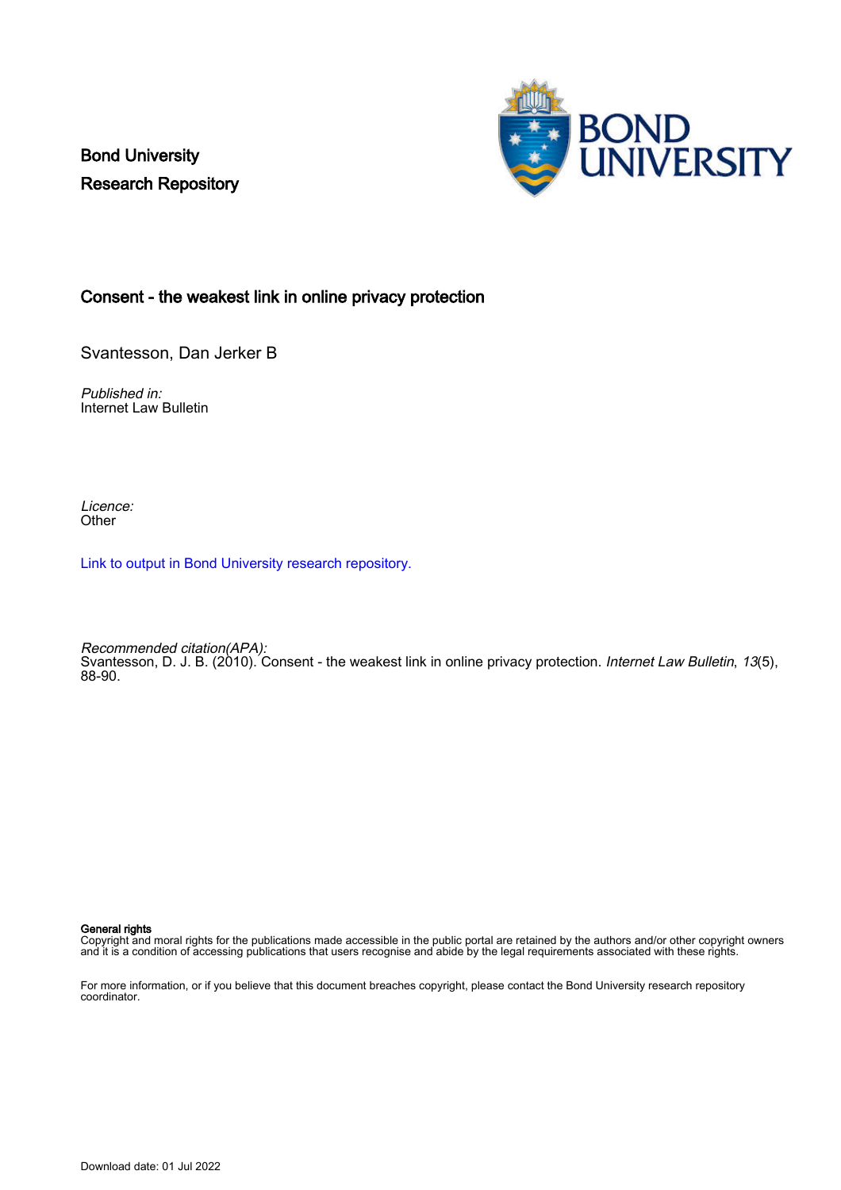Bond University
Research Repository

# Consent - the weakest link in online privacy protection

Svantesson, Dan Jerker B

*Published in:*
Internet Law Bulletin

*Licence:*
Other

Link to output in Bond University research repository.

*Recommended citation(APA):*
Svantesson, D. J. B. (2010). Consent - the weakest link in online privacy protection. *Internet Law Bulletin*, *13*(5), 88-90.

**General rights**
Copyright and moral rights for the publications made accessible in the public portal are retained by the authors and/or other copyright owners and it is a condition of accessing publications that users recognise and abide by the legal requirements associated with these rights.

For more information, or if you believe that this document breaches copyright, please contact the Bond University research repository coordinator.

Download date: 01 Jul 2022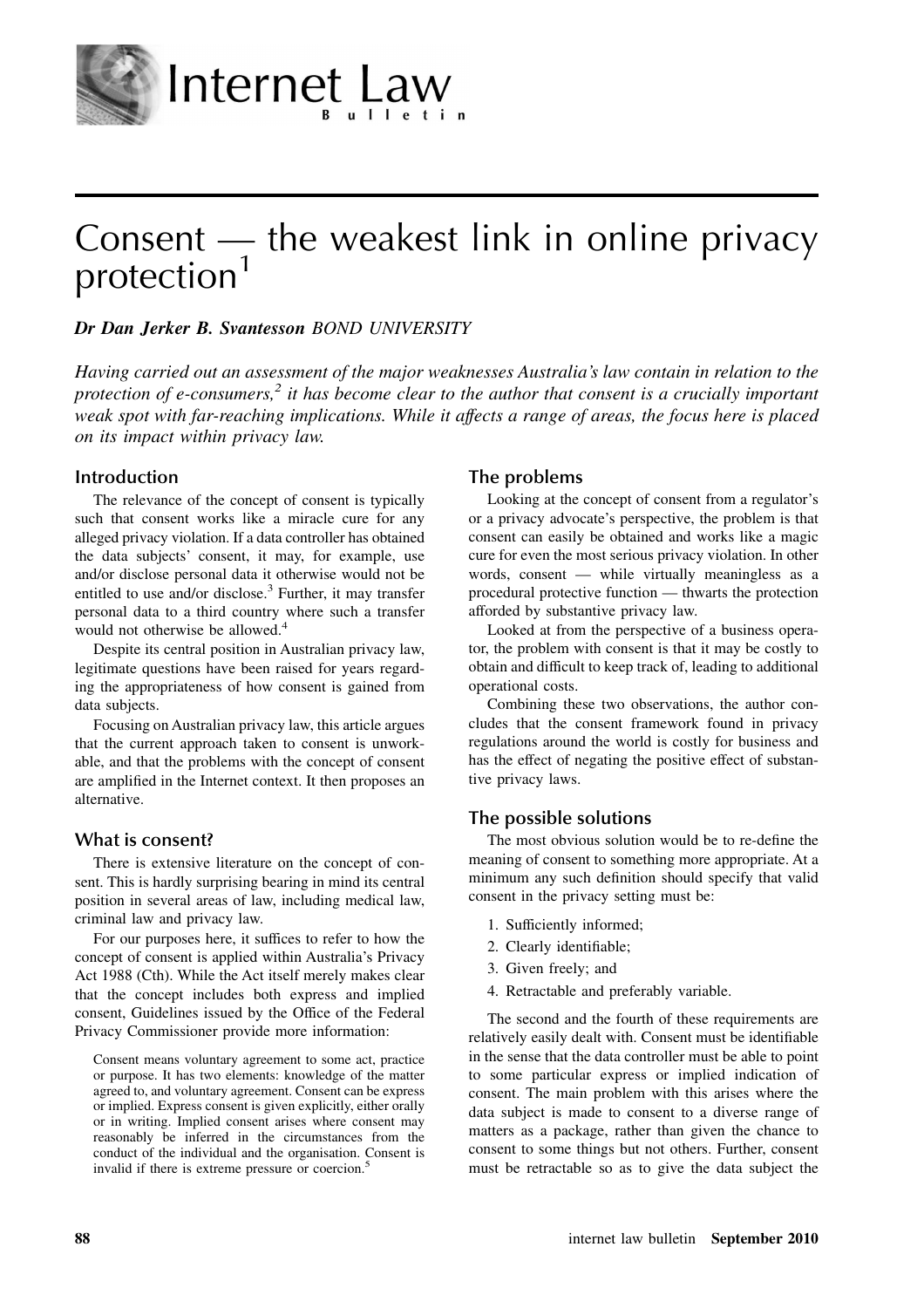# Consent — the weakest link in online privacy protection[1]

***Dr Dan Jerker B. Svantesson** BOND UNIVERSITY*

*Having carried out an assessment of the major weaknesses Australia's law contain in relation to the protection of e-consumers,[2] it has become clear to the author that consent is a crucially important weak spot with far-reaching implications. While it affects a range of areas, the focus here is placed on its impact within privacy law.*

## Introduction

The relevance of the concept of consent is typically such that consent works like a miracle cure for any alleged privacy violation. If a data controller has obtained the data subjects' consent, it may, for example, use and/or disclose personal data it otherwise would not be entitled to use and/or disclose.[3] Further, it may transfer personal data to a third country where such a transfer would not otherwise be allowed.[4]

Despite its central position in Australian privacy law, legitimate questions have been raised for years regarding the appropriateness of how consent is gained from data subjects.

Focusing on Australian privacy law, this article argues that the current approach taken to consent is unworkable, and that the problems with the concept of consent are amplified in the Internet context. It then proposes an alternative.

## What is consent?

There is extensive literature on the concept of consent. This is hardly surprising bearing in mind its central position in several areas of law, including medical law, criminal law and privacy law.

For our purposes here, it suffices to refer to how the concept of consent is applied within Australia's Privacy Act 1988 (Cth). While the Act itself merely makes clear that the concept includes both express and implied consent, Guidelines issued by the Office of the Federal Privacy Commissioner provide more information:

> Consent means voluntary agreement to some act, practice or purpose. It has two elements: knowledge of the matter agreed to, and voluntary agreement. Consent can be express or implied. Express consent is given explicitly, either orally or in writing. Implied consent arises where consent may reasonably be inferred in the circumstances from the conduct of the individual and the organisation. Consent is invalid if there is extreme pressure or coercion.[5]

## The problems

Looking at the concept of consent from a regulator's or a privacy advocate's perspective, the problem is that consent can easily be obtained and works like a magic cure for even the most serious privacy violation. In other words, consent — while virtually meaningless as a procedural protective function — thwarts the protection afforded by substantive privacy law.

Looked at from the perspective of a business operator, the problem with consent is that it may be costly to obtain and difficult to keep track of, leading to additional operational costs.

Combining these two observations, the author concludes that the consent framework found in privacy regulations around the world is costly for business and has the effect of negating the positive effect of substantive privacy laws.

## The possible solutions

The most obvious solution would be to re-define the meaning of consent to something more appropriate. At a minimum any such definition should specify that valid consent in the privacy setting must be:

1. Sufficiently informed;
2. Clearly identifiable;
3. Given freely; and
4. Retractable and preferably variable.

The second and the fourth of these requirements are relatively easily dealt with. Consent must be identifiable in the sense that the data controller must be able to point to some particular express or implied indication of consent. The main problem with this arises where the data subject is made to consent to a diverse range of matters as a package, rather than given the chance to consent to some things but not others. Further, consent must be retractable so as to give the data subject the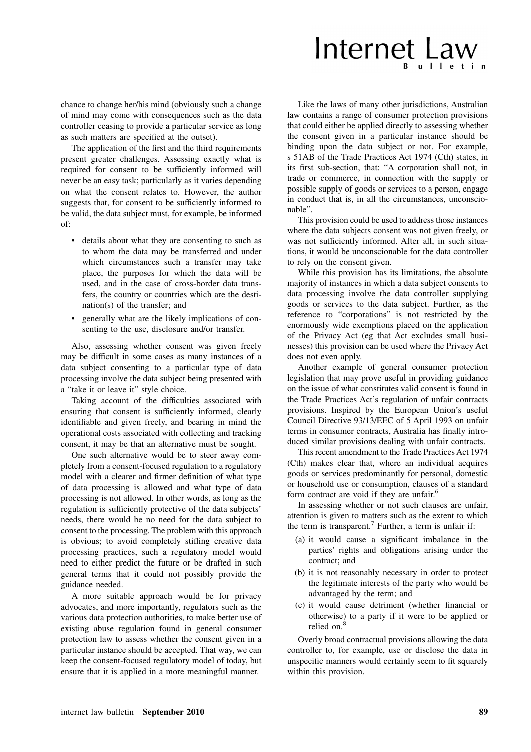chance to change her/his mind (obviously such a change of mind may come with consequences such as the data controller ceasing to provide a particular service as long as such matters are specified at the outset).

The application of the first and the third requirements present greater challenges. Assessing exactly what is required for consent to be sufficiently informed will never be an easy task; particularly as it varies depending on what the consent relates to. However, the author suggests that, for consent to be sufficiently informed to be valid, the data subject must, for example, be informed of:

- details about what they are consenting to such as to whom the data may be transferred and under which circumstances such a transfer may take place, the purposes for which the data will be used, and in the case of cross-border data transfers, the country or countries which are the destination(s) of the transfer; and
- generally what are the likely implications of consenting to the use, disclosure and/or transfer.

Also, assessing whether consent was given freely may be difficult in some cases as many instances of a data subject consenting to a particular type of data processing involve the data subject being presented with a "take it or leave it" style choice.

Taking account of the difficulties associated with ensuring that consent is sufficiently informed, clearly identifiable and given freely, and bearing in mind the operational costs associated with collecting and tracking consent, it may be that an alternative must be sought.

One such alternative would be to steer away completely from a consent-focused regulation to a regulatory model with a clearer and firmer definition of what type of data processing is allowed and what type of data processing is not allowed. In other words, as long as the regulation is sufficiently protective of the data subjects' needs, there would be no need for the data subject to consent to the processing. The problem with this approach is obvious; to avoid completely stifling creative data processing practices, such a regulatory model would need to either predict the future or be drafted in such general terms that it could not possibly provide the guidance needed.

A more suitable approach would be for privacy advocates, and more importantly, regulators such as the various data protection authorities, to make better use of existing abuse regulation found in general consumer protection law to assess whether the consent given in a particular instance should be accepted. That way, we can keep the consent-focused regulatory model of today, but ensure that it is applied in a more meaningful manner.

Like the laws of many other jurisdictions, Australian law contains a range of consumer protection provisions that could either be applied directly to assessing whether the consent given in a particular instance should be binding upon the data subject or not. For example, s 51AB of the Trade Practices Act 1974 (Cth) states, in its first sub-section, that: "A corporation shall not, in trade or commerce, in connection with the supply or possible supply of goods or services to a person, engage in conduct that is, in all the circumstances, unconscionable".

This provision could be used to address those instances where the data subjects consent was not given freely, or was not sufficiently informed. After all, in such situations, it would be unconscionable for the data controller to rely on the consent given.

While this provision has its limitations, the absolute majority of instances in which a data subject consents to data processing involve the data controller supplying goods or services to the data subject. Further, as the reference to "corporations" is not restricted by the enormously wide exemptions placed on the application of the Privacy Act (eg that Act excludes small businesses) this provision can be used where the Privacy Act does not even apply.

Another example of general consumer protection legislation that may prove useful in providing guidance on the issue of what constitutes valid consent is found in the Trade Practices Act's regulation of unfair contracts provisions. Inspired by the European Union's useful Council Directive 93/13/EEC of 5 April 1993 on unfair terms in consumer contracts, Australia has finally introduced similar provisions dealing with unfair contracts.

This recent amendment to the Trade Practices Act 1974 (Cth) makes clear that, where an individual acquires goods or services predominantly for personal, domestic or household use or consumption, clauses of a standard form contract are void if they are unfair.[6]

In assessing whether or not such clauses are unfair, attention is given to matters such as the extent to which the term is transparent.[7] Further, a term is unfair if:

(a) it would cause a significant imbalance in the parties' rights and obligations arising under the contract; and

(b) it is not reasonably necessary in order to protect the legitimate interests of the party who would be advantaged by the term; and

(c) it would cause detriment (whether financial or otherwise) to a party if it were to be applied or relied on.[8]

Overly broad contractual provisions allowing the data controller to, for example, use or disclose the data in unspecific manners would certainly seem to fit squarely within this provision.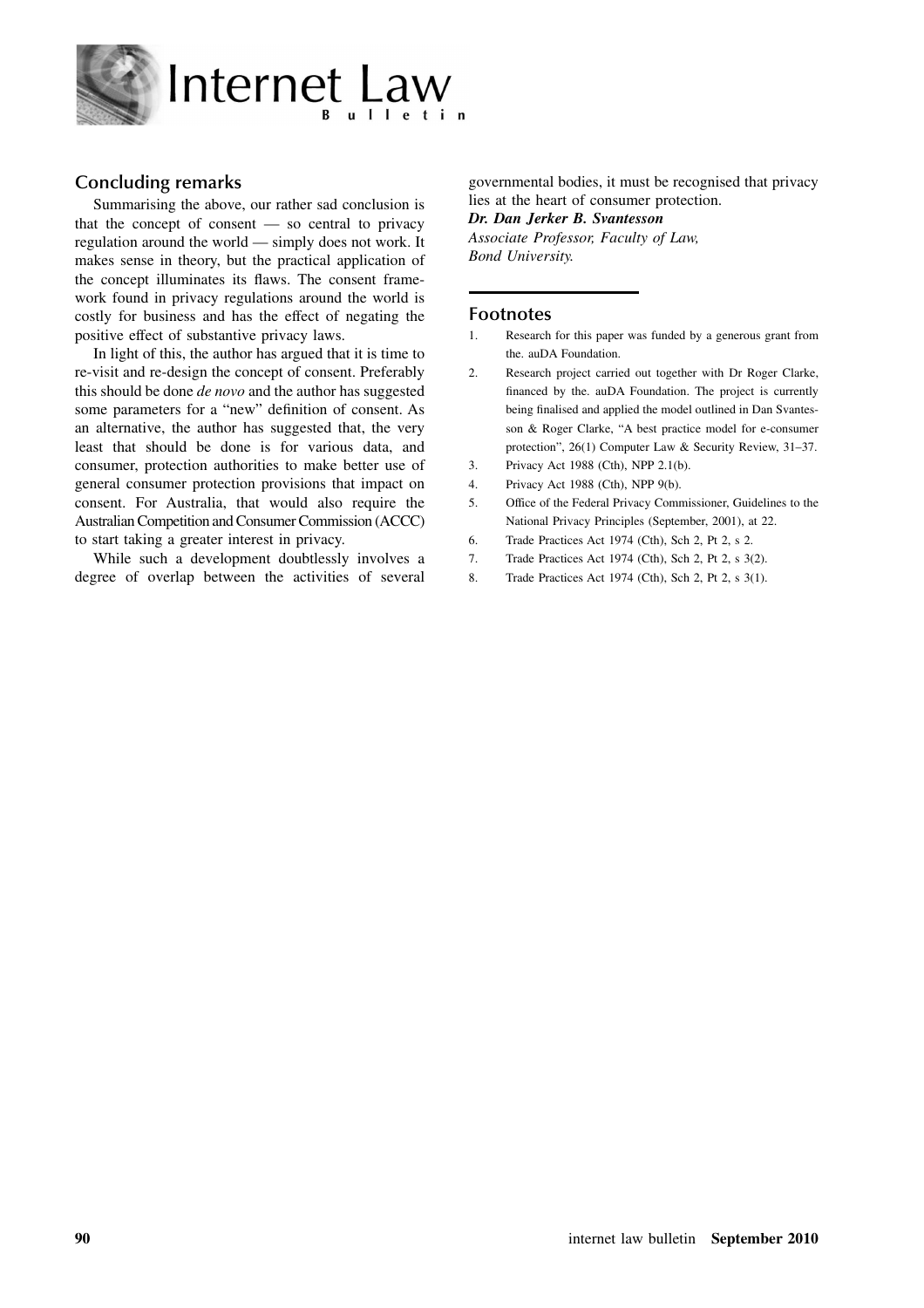## Concluding remarks

Summarising the above, our rather sad conclusion is that the concept of consent — so central to privacy regulation around the world — simply does not work. It makes sense in theory, but the practical application of the concept illuminates its flaws. The consent framework found in privacy regulations around the world is costly for business and has the effect of negating the positive effect of substantive privacy laws.

In light of this, the author has argued that it is time to re-visit and re-design the concept of consent. Preferably this should be done *de novo* and the author has suggested some parameters for a "new" definition of consent. As an alternative, the author has suggested that, the very least that should be done is for various data, and consumer, protection authorities to make better use of general consumer protection provisions that impact on consent. For Australia, that would also require the Australian Competition and Consumer Commission (ACCC) to start taking a greater interest in privacy.

While such a development doubtlessly involves a degree of overlap between the activities of several governmental bodies, it must be recognised that privacy lies at the heart of consumer protection.

***Dr. Dan Jerker B. Svantesson***
*Associate Professor, Faculty of Law,*
*Bond University.*

## Footnotes

1. Research for this paper was funded by a generous grant from the. auDA Foundation.
2. Research project carried out together with Dr Roger Clarke, financed by the. auDA Foundation. The project is currently being finalised and applied the model outlined in Dan Svantesson & Roger Clarke, "A best practice model for e-consumer protection", 26(1) Computer Law & Security Review, 31–37.
3. Privacy Act 1988 (Cth), NPP 2.1(b).
4. Privacy Act 1988 (Cth), NPP 9(b).
5. Office of the Federal Privacy Commissioner, Guidelines to the National Privacy Principles (September, 2001), at 22.
6. Trade Practices Act 1974 (Cth), Sch 2, Pt 2, s 2.
7. Trade Practices Act 1974 (Cth), Sch 2, Pt 2, s 3(2).
8. Trade Practices Act 1974 (Cth), Sch 2, Pt 2, s 3(1).